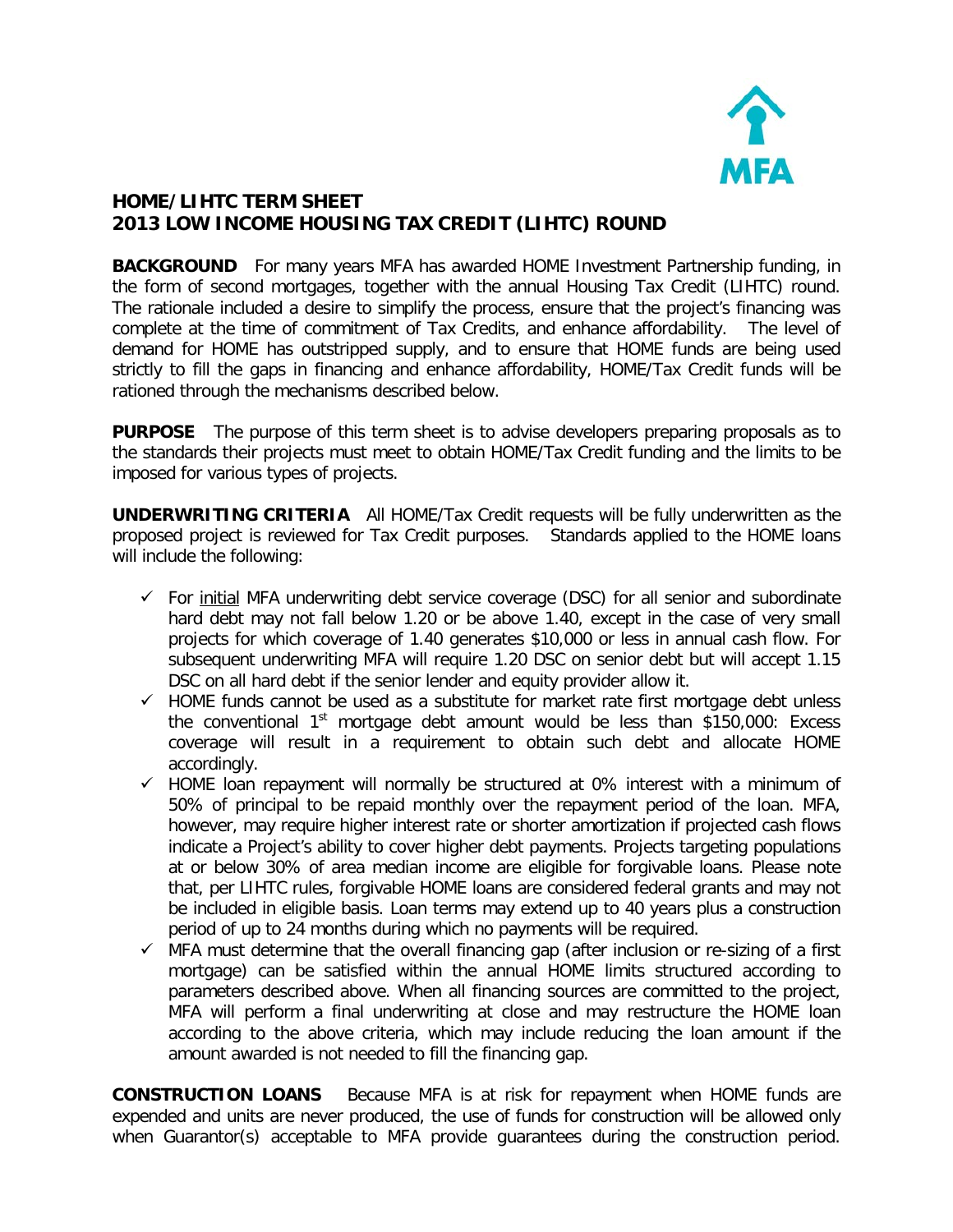**HOME/LIHTC TERM SHEET**
**2013 LOW INCOME HOUSING TAX CREDIT (LIHTC) ROUND**

**BACKGROUND** For many years MFA has awarded HOME Investment Partnership funding, in the form of second mortgages, together with the annual Housing Tax Credit (LIHTC) round. The rationale included a desire to simplify the process, ensure that the project's financing was complete at the time of commitment of Tax Credits, and enhance affordability. The level of demand for HOME has outstripped supply, and to ensure that HOME funds are being used strictly to fill the gaps in financing and enhance affordability, HOME/Tax Credit funds will be rationed through the mechanisms described below.

**PURPOSE** The purpose of this term sheet is to advise developers preparing proposals as to the standards their projects must meet to obtain HOME/Tax Credit funding and the limits to be imposed for various types of projects.

**UNDERWRITING CRITERIA** All HOME/Tax Credit requests will be fully underwritten as the proposed project is reviewed for Tax Credit purposes. Standards applied to the HOME loans will include the following:

- ✓ For initial MFA underwriting debt service coverage (DSC) for all senior and subordinate hard debt may not fall below 1.20 or be above 1.40, except in the case of very small projects for which coverage of 1.40 generates $10,000 or less in annual cash flow. For subsequent underwriting MFA will require 1.20 DSC on senior debt but will accept 1.15 DSC on all hard debt if the senior lender and equity provider allow it.
- ✓ HOME funds cannot be used as a substitute for market rate first mortgage debt unless the conventional 1st mortgage debt amount would be less than $150,000: Excess coverage will result in a requirement to obtain such debt and allocate HOME accordingly.
- ✓ HOME loan repayment will normally be structured at 0% interest with a minimum of 50% of principal to be repaid monthly over the repayment period of the loan. MFA, however, may require higher interest rate or shorter amortization if projected cash flows indicate a Project's ability to cover higher debt payments. Projects targeting populations at or below 30% of area median income are eligible for forgivable loans. Please note that, per LIHTC rules, forgivable HOME loans are considered federal grants and may not be included in eligible basis. Loan terms may extend up to 40 years plus a construction period of up to 24 months during which no payments will be required.
- ✓ MFA must determine that the overall financing gap (after inclusion or re-sizing of a first mortgage) can be satisfied within the annual HOME limits structured according to parameters described above. When all financing sources are committed to the project, MFA will perform a final underwriting at close and may restructure the HOME loan according to the above criteria, which may include reducing the loan amount if the amount awarded is not needed to fill the financing gap.

**CONSTRUCTION LOANS** Because MFA is at risk for repayment when HOME funds are expended and units are never produced, the use of funds for construction will be allowed only when Guarantor(s) acceptable to MFA provide guarantees during the construction period.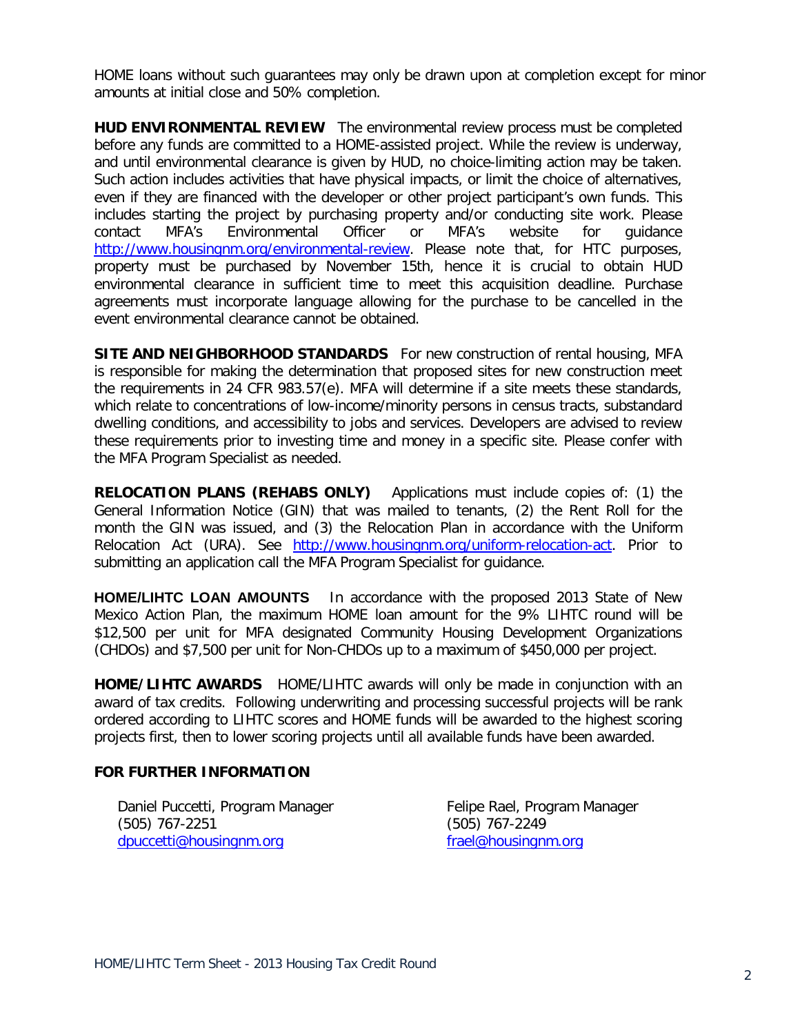HOME loans without such guarantees may only be drawn upon at completion except for minor amounts at initial close and 50% completion.

**HUD ENVIRONMENTAL REVIEW** The environmental review process must be completed before any funds are committed to a HOME-assisted project. While the review is underway, and until environmental clearance is given by HUD, no choice-limiting action may be taken. Such action includes activities that have physical impacts, or limit the choice of alternatives, even if they are financed with the developer or other project participant's own funds. This includes starting the project by purchasing property and/or conducting site work. Please contact MFA's Environmental Officer or MFA's website for guidance http://www.housingnm.org/environmental-review. Please note that, for HTC purposes, property must be purchased by November 15th, hence it is crucial to obtain HUD environmental clearance in sufficient time to meet this acquisition deadline. Purchase agreements must incorporate language allowing for the purchase to be cancelled in the event environmental clearance cannot be obtained.

**SITE AND NEIGHBORHOOD STANDARDS** For new construction of rental housing, MFA is responsible for making the determination that proposed sites for new construction meet the requirements in 24 CFR 983.57(e). MFA will determine if a site meets these standards, which relate to concentrations of low-income/minority persons in census tracts, substandard dwelling conditions, and accessibility to jobs and services. Developers are advised to review these requirements prior to investing time and money in a specific site. Please confer with the MFA Program Specialist as needed.

**RELOCATION PLANS (REHABS ONLY)** Applications must include copies of: (1) the General Information Notice (GIN) that was mailed to tenants, (2) the Rent Roll for the month the GIN was issued, and (3) the Relocation Plan in accordance with the Uniform Relocation Act (URA). See http://www.housingnm.org/uniform-relocation-act. Prior to submitting an application call the MFA Program Specialist for guidance.

**HOME/LIHTC LOAN AMOUNTS** In accordance with the proposed 2013 State of New Mexico Action Plan, the maximum HOME loan amount for the 9% LIHTC round will be \$12,500 per unit for MFA designated Community Housing Development Organizations (CHDOs) and \$7,500 per unit for Non-CHDOs up to a maximum of \$450,000 per project.

**HOME/LIHTC AWARDS** HOME/LIHTC awards will only be made in conjunction with an award of tax credits. Following underwriting and processing successful projects will be rank ordered according to LIHTC scores and HOME funds will be awarded to the highest scoring projects first, then to lower scoring projects until all available funds have been awarded.

**FOR FURTHER INFORMATION**

Daniel Puccetti, Program Manager
(505) 767-2251
dpuccetti@housingnm.org

Felipe Rael, Program Manager
(505) 767-2249
frael@housingnm.org